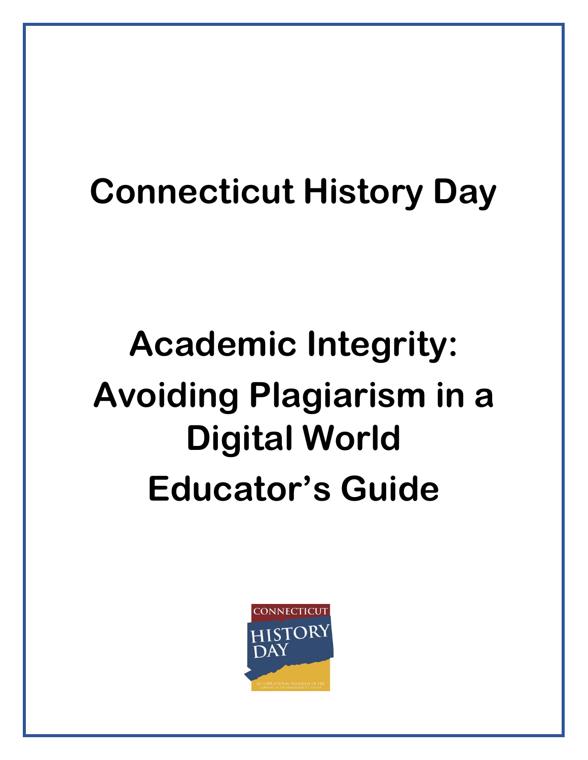# Connecticut History Day

# Academic Integrity: Avoiding Plagiarism in a Digital World Educator's Guide

CONNECTICUT HISTORY DAY

AN EDUCATIONAL PROGRAM OF THE CONNECTICUT DEMOCRACY CENTER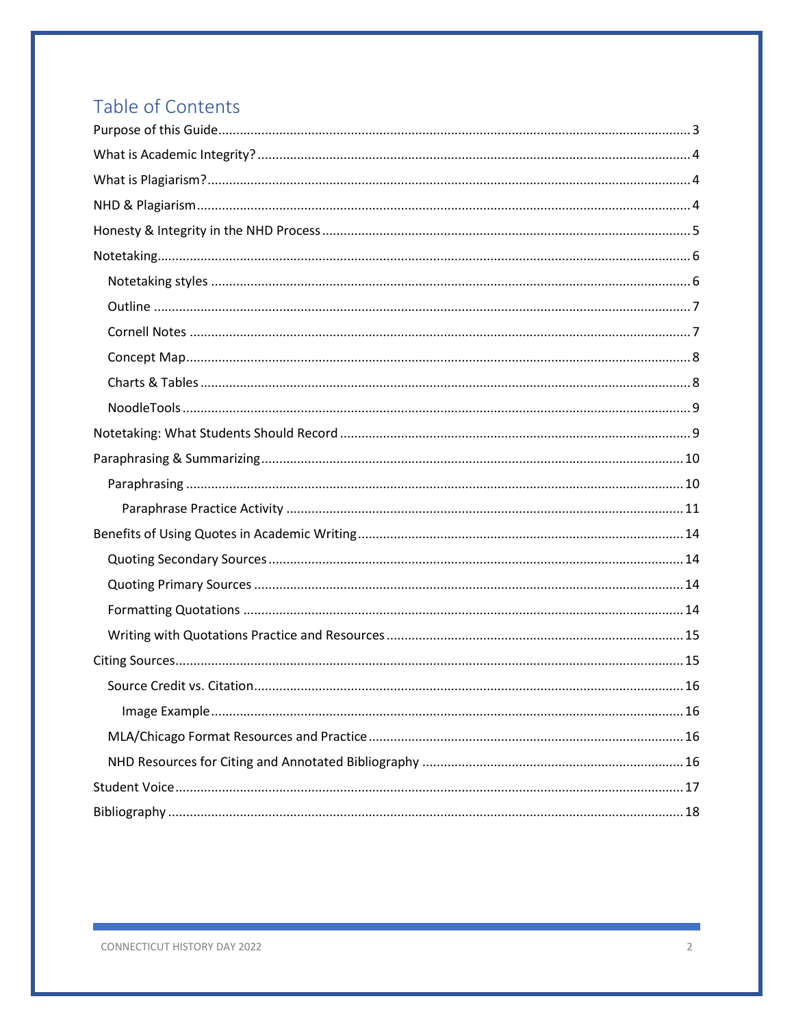# Table of Contents

- Purpose of this Guide ..... 3
- What is Academic Integrity? ..... 4
- What is Plagiarism? ..... 4
- NHD & Plagiarism ..... 4
- Honesty & Integrity in the NHD Process ..... 5
- Notetaking ..... 6
  - Notetaking styles ..... 6
  - Outline ..... 7
  - Cornell Notes ..... 7
  - Concept Map ..... 8
  - Charts & Tables ..... 8
  - NoodleTools ..... 9
- Notetaking: What Students Should Record ..... 9
- Paraphrasing & Summarizing ..... 10
  - Paraphrasing ..... 10
    - Paraphrase Practice Activity ..... 11
- Benefits of Using Quotes in Academic Writing ..... 14
  - Quoting Secondary Sources ..... 14
  - Quoting Primary Sources ..... 14
  - Formatting Quotations ..... 14
  - Writing with Quotations Practice and Resources ..... 15
- Citing Sources ..... 15
  - Source Credit vs. Citation ..... 16
    - Image Example ..... 16
  - MLA/Chicago Format Resources and Practice ..... 16
  - NHD Resources for Citing and Annotated Bibliography ..... 16
- Student Voice ..... 17
- Bibliography ..... 18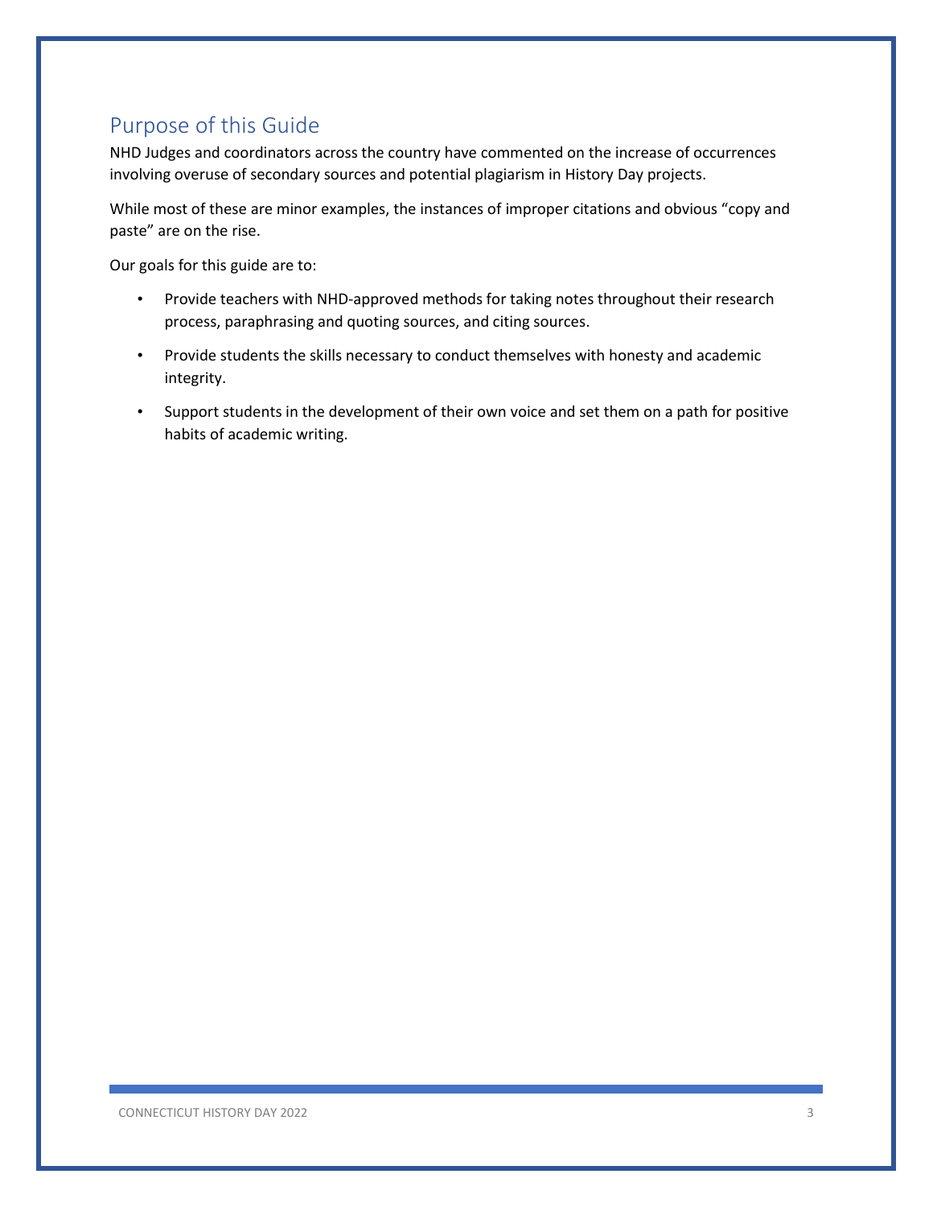## Purpose of this Guide

NHD Judges and coordinators across the country have commented on the increase of occurrences involving overuse of secondary sources and potential plagiarism in History Day projects.

While most of these are minor examples, the instances of improper citations and obvious "copy and paste" are on the rise.

Our goals for this guide are to:

- Provide teachers with NHD-approved methods for taking notes throughout their research process, paraphrasing and quoting sources, and citing sources.
- Provide students the skills necessary to conduct themselves with honesty and academic integrity.
- Support students in the development of their own voice and set them on a path for positive habits of academic writing.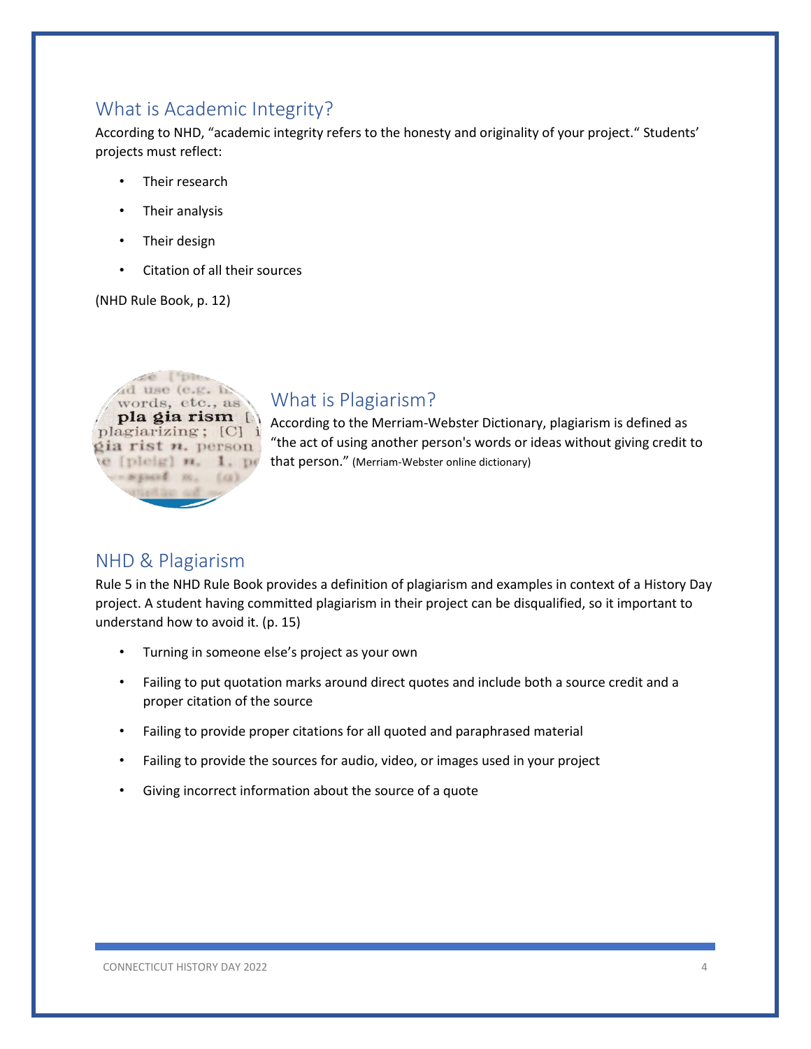## What is Academic Integrity?

According to NHD, "academic integrity refers to the honesty and originality of your project." Students' projects must reflect:

- Their research
- Their analysis
- Their design
- Citation of all their sources

(NHD Rule Book, p. 12)

## What is Plagiarism?

According to the Merriam-Webster Dictionary, plagiarism is defined as "the act of using another person's words or ideas without giving credit to that person." (Merriam-Webster online dictionary)

## NHD & Plagiarism

Rule 5 in the NHD Rule Book provides a definition of plagiarism and examples in context of a History Day project. A student having committed plagiarism in their project can be disqualified, so it important to understand how to avoid it. (p. 15)

- Turning in someone else's project as your own
- Failing to put quotation marks around direct quotes and include both a source credit and a proper citation of the source
- Failing to provide proper citations for all quoted and paraphrased material
- Failing to provide the sources for audio, video, or images used in your project
- Giving incorrect information about the source of a quote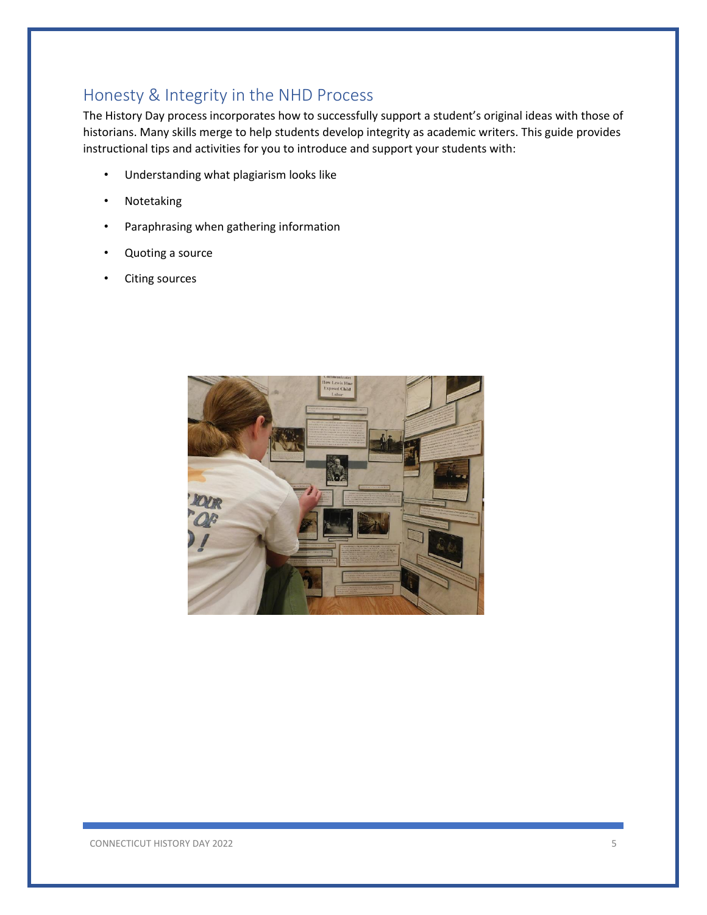## Honesty & Integrity in the NHD Process

The History Day process incorporates how to successfully support a student's original ideas with those of historians. Many skills merge to help students develop integrity as academic writers. This guide provides instructional tips and activities for you to introduce and support your students with:

- Understanding what plagiarism looks like
- Notetaking
- Paraphrasing when gathering information
- Quoting a source
- Citing sources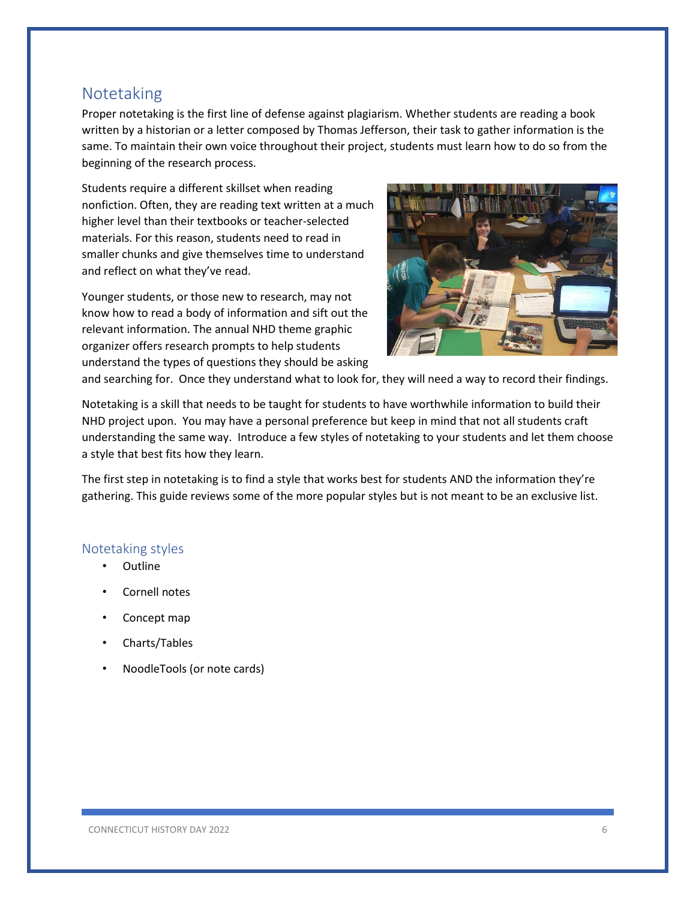## Notetaking

Proper notetaking is the first line of defense against plagiarism. Whether students are reading a book written by a historian or a letter composed by Thomas Jefferson, their task to gather information is the same. To maintain their own voice throughout their project, students must learn how to do so from the beginning of the research process.

Students require a different skillset when reading nonfiction. Often, they are reading text written at a much higher level than their textbooks or teacher-selected materials. For this reason, students need to read in smaller chunks and give themselves time to understand and reflect on what they've read.

Younger students, or those new to research, may not know how to read a body of information and sift out the relevant information. The annual NHD theme graphic organizer offers research prompts to help students understand the types of questions they should be asking and searching for. Once they understand what to look for, they will need a way to record their findings.

Notetaking is a skill that needs to be taught for students to have worthwhile information to build their NHD project upon. You may have a personal preference but keep in mind that not all students craft understanding the same way. Introduce a few styles of notetaking to your students and let them choose a style that best fits how they learn.

The first step in notetaking is to find a style that works best for students AND the information they're gathering. This guide reviews some of the more popular styles but is not meant to be an exclusive list.

### Notetaking styles

- Outline
- Cornell notes
- Concept map
- Charts/Tables
- NoodleTools (or note cards)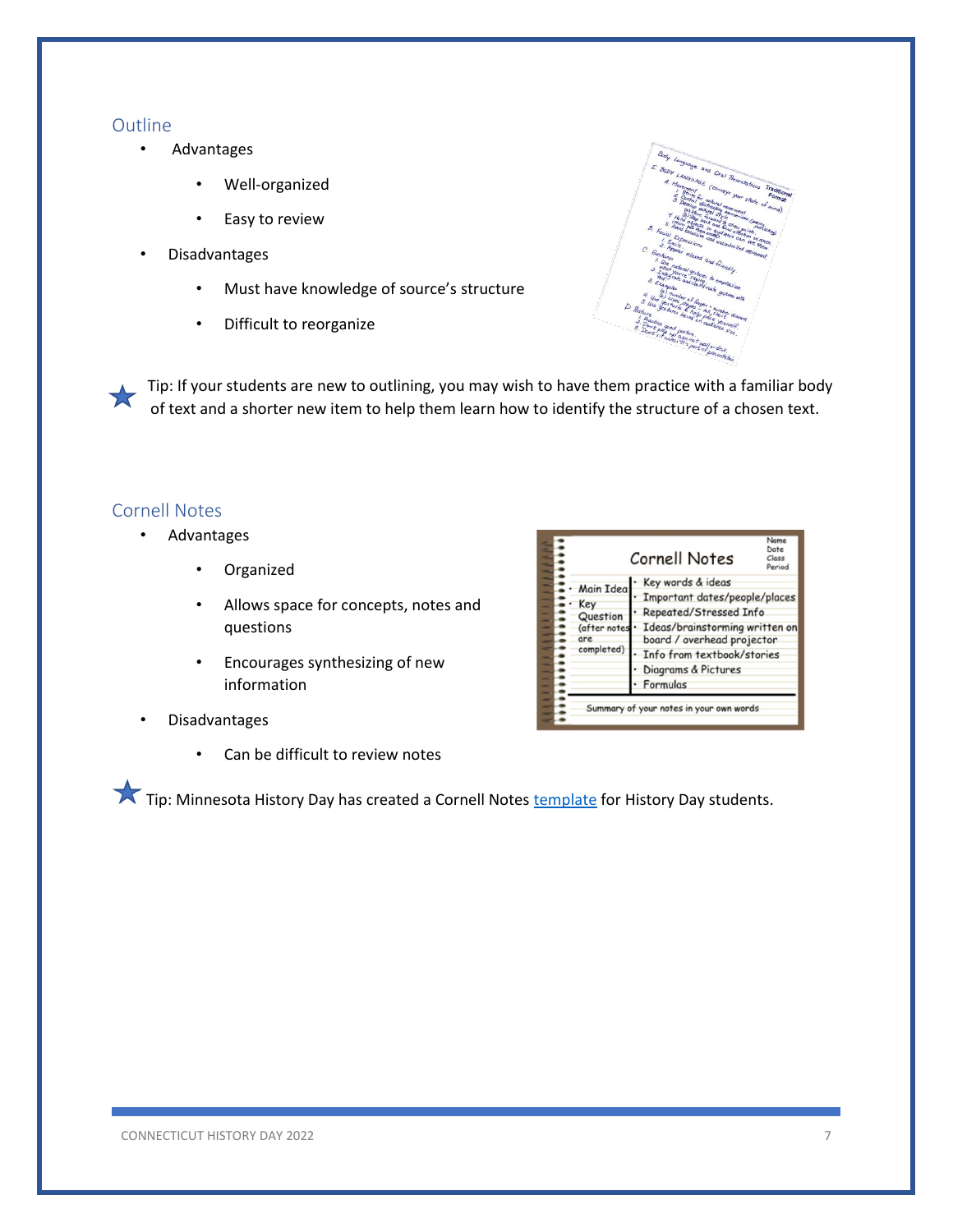## Outline

- Advantages
    - Well-organized
    - Easy to review
- Disadvantages
    - Must have knowledge of source's structure
    - Difficult to reorganize

Tip: If your students are new to outlining, you may wish to have them practice with a familiar body of text and a shorter new item to help them learn how to identify the structure of a chosen text.

## Cornell Notes

- Advantages
    - Organized
    - Allows space for concepts, notes and questions
    - Encourages synthesizing of new information
- Disadvantages
    - Can be difficult to review notes

Tip: Minnesota History Day has created a Cornell Notes template for History Day students.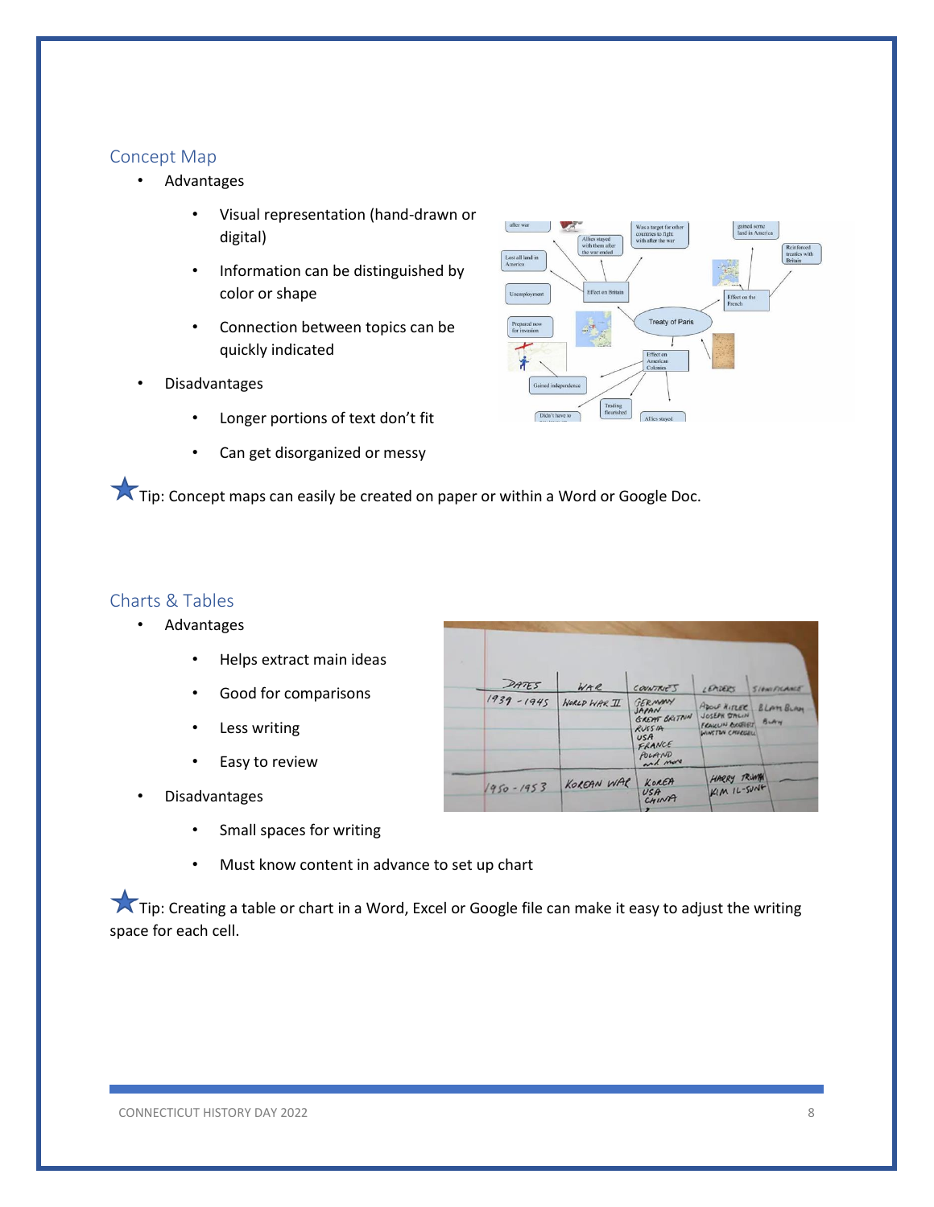## Concept Map

- Advantages
  - Visual representation (hand-drawn or digital)
  - Information can be distinguished by color or shape
  - Connection between topics can be quickly indicated
- Disadvantages
  - Longer portions of text don't fit
  - Can get disorganized or messy

★ Tip: Concept maps can easily be created on paper or within a Word or Google Doc.

## Charts & Tables

- Advantages
  - Helps extract main ideas
  - Good for comparisons
  - Less writing
  - Easy to review
- Disadvantages
  - Small spaces for writing
  - Must know content in advance to set up chart

★ Tip: Creating a table or chart in a Word, Excel or Google file can make it easy to adjust the writing space for each cell.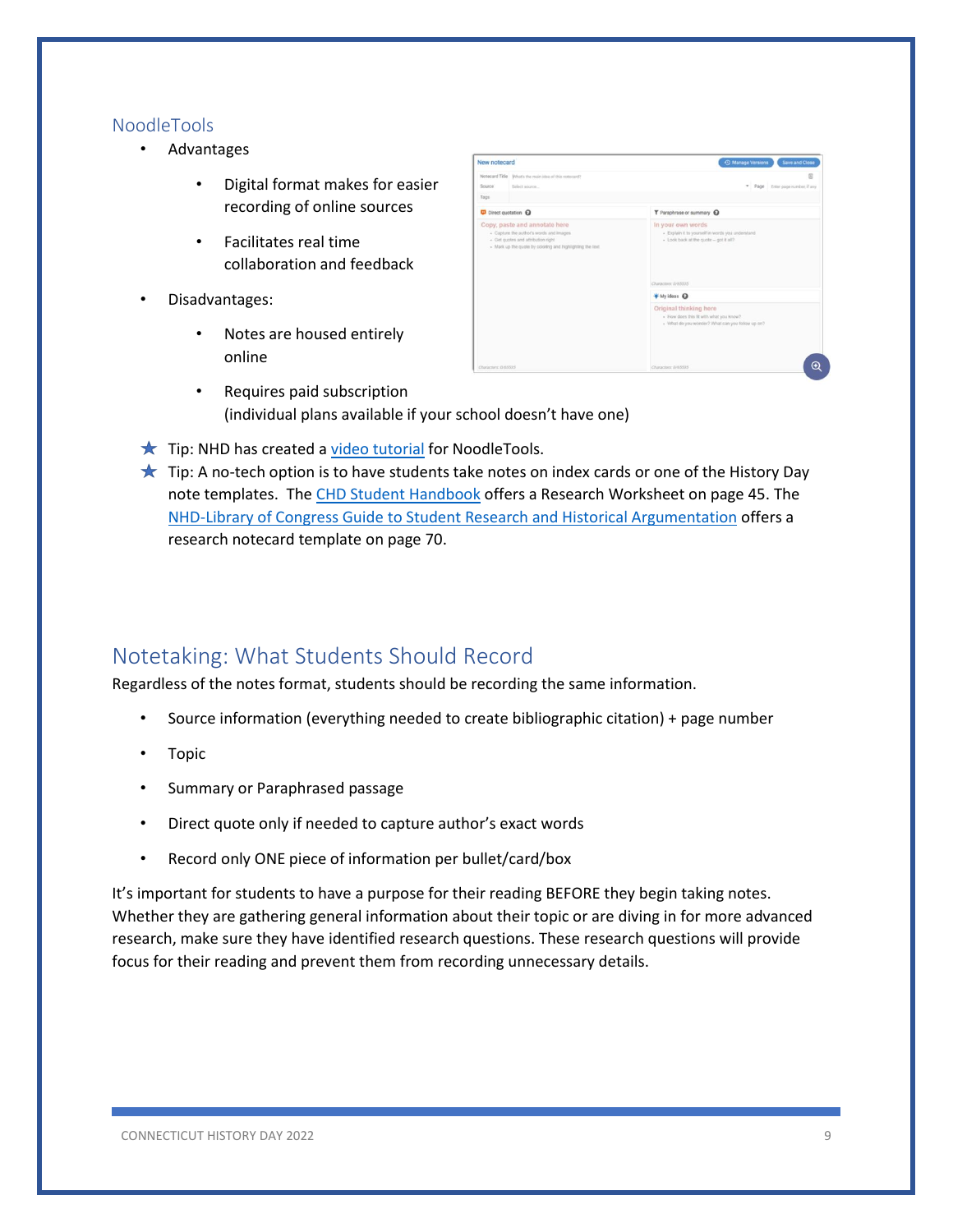## NoodleTools

- Advantages
  - Digital format makes for easier recording of online sources
  - Facilitates real time collaboration and feedback
- Disadvantages:
  - Notes are housed entirely online
  - Requires paid subscription (individual plans available if your school doesn't have one)

★ Tip: NHD has created a video tutorial for NoodleTools.

★ Tip: A no-tech option is to have students take notes on index cards or one of the History Day note templates. The CHD Student Handbook offers a Research Worksheet on page 45. The NHD-Library of Congress Guide to Student Research and Historical Argumentation offers a research notecard template on page 70.

## Notetaking: What Students Should Record

Regardless of the notes format, students should be recording the same information.

- Source information (everything needed to create bibliographic citation) + page number
- Topic
- Summary or Paraphrased passage
- Direct quote only if needed to capture author's exact words
- Record only ONE piece of information per bullet/card/box

It's important for students to have a purpose for their reading BEFORE they begin taking notes. Whether they are gathering general information about their topic or are diving in for more advanced research, make sure they have identified research questions. These research questions will provide focus for their reading and prevent them from recording unnecessary details.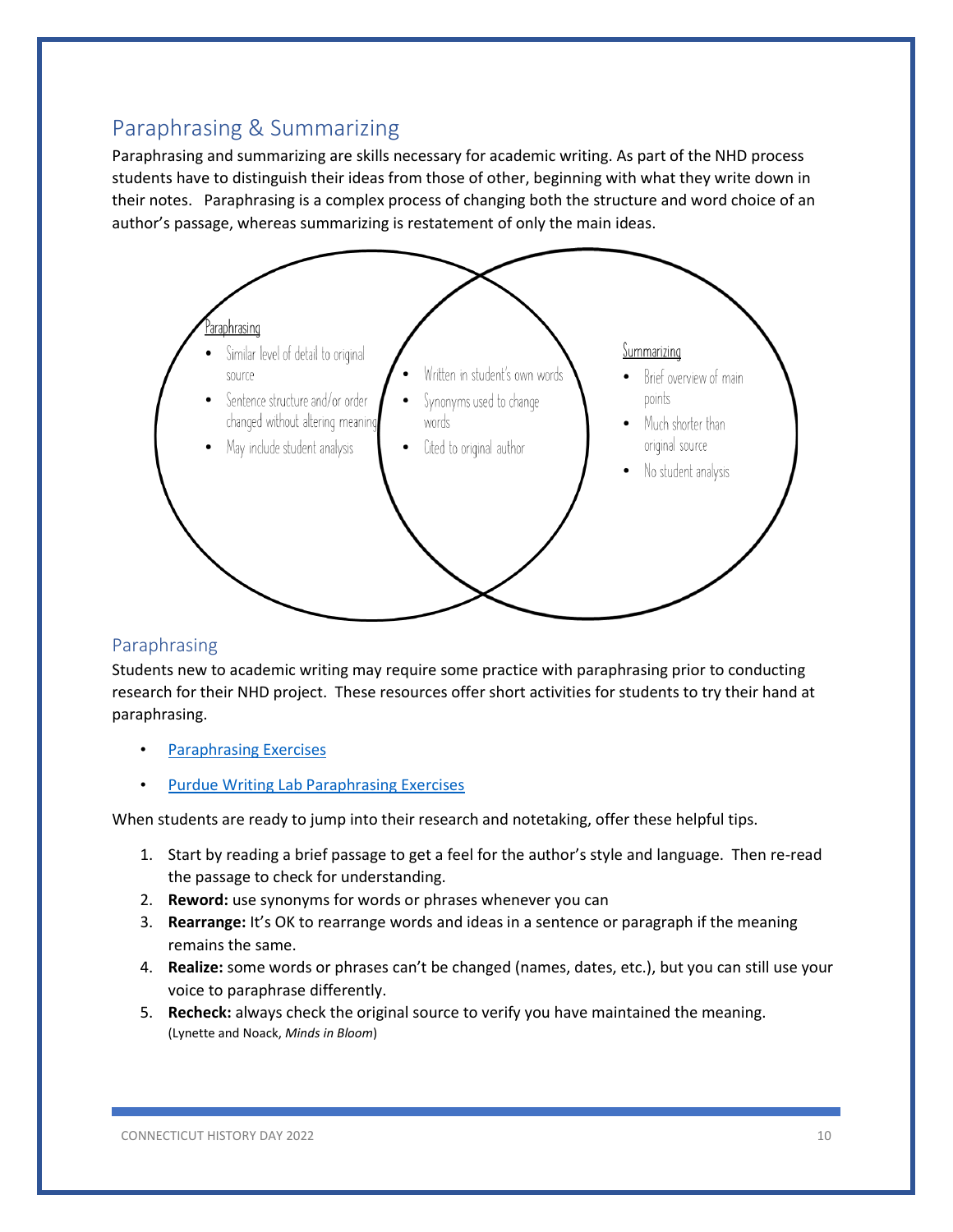## Paraphrasing & Summarizing

Paraphrasing and summarizing are skills necessary for academic writing. As part of the NHD process students have to distinguish their ideas from those of other, beginning with what they write down in their notes. Paraphrasing is a complex process of changing both the structure and word choice of an author's passage, whereas summarizing is restatement of only the main ideas.

Paraphrasing

- Similar level of detail to original source
- Sentence structure and/or order changed without altering meaning
- May include student analysis

Both

- Written in student's own words
- Synonyms used to change words
- Cited to original author

Summarizing

- Brief overview of main points
- Much shorter than original source
- No student analysis

### Paraphrasing

Students new to academic writing may require some practice with paraphrasing prior to conducting research for their NHD project. These resources offer short activities for students to try their hand at paraphrasing.

- Paraphrasing Exercises
- Purdue Writing Lab Paraphrasing Exercises

When students are ready to jump into their research and notetaking, offer these helpful tips.

1. Start by reading a brief passage to get a feel for the author's style and language. Then re-read the passage to check for understanding.
2. **Reword:** use synonyms for words or phrases whenever you can
3. **Rearrange:** It's OK to rearrange words and ideas in a sentence or paragraph if the meaning remains the same.
4. **Realize:** some words or phrases can't be changed (names, dates, etc.), but you can still use your voice to paraphrase differently.
5. **Recheck:** always check the original source to verify you have maintained the meaning.
(Lynette and Noack, *Minds in Bloom*)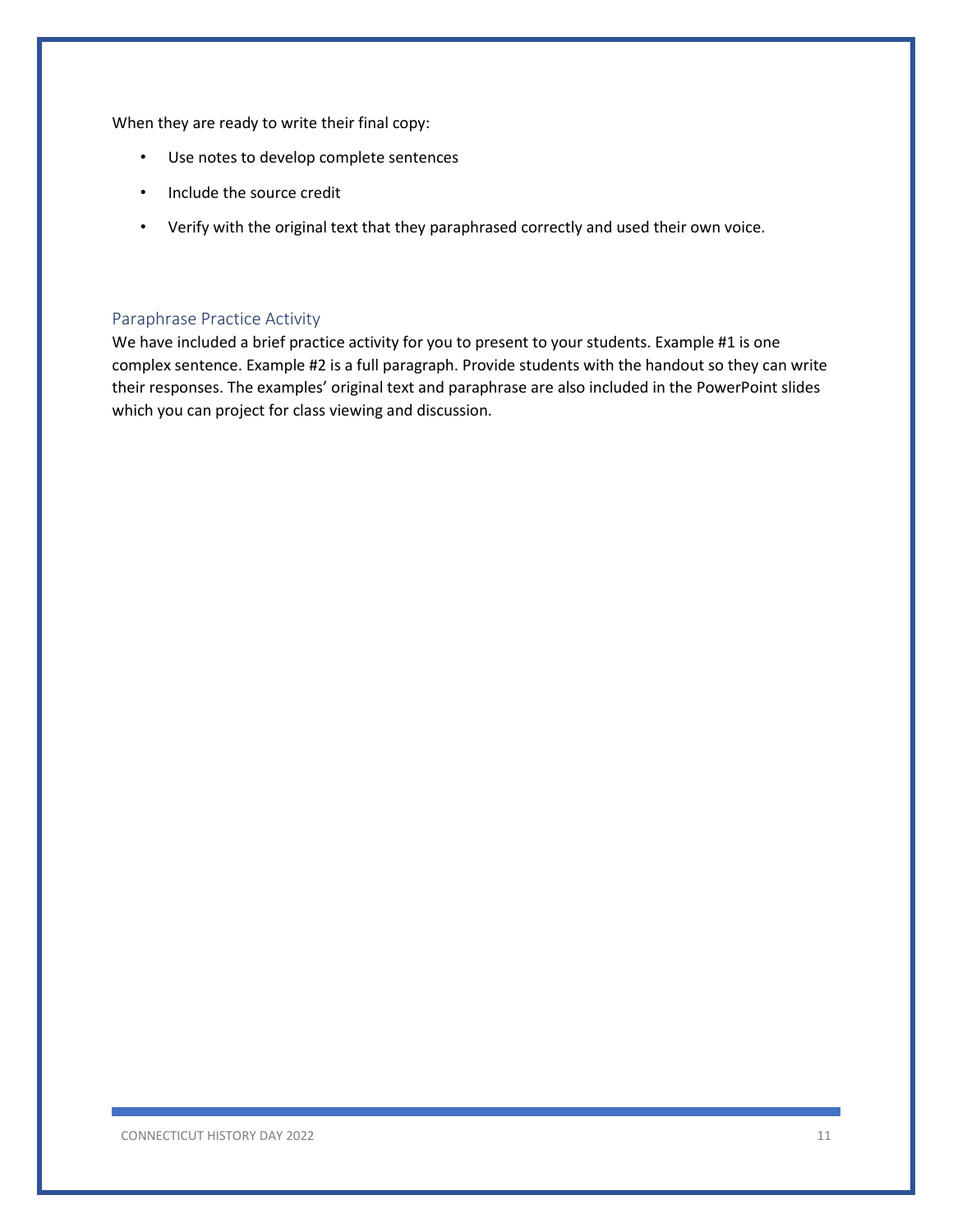When they are ready to write their final copy:

- Use notes to develop complete sentences
- Include the source credit
- Verify with the original text that they paraphrased correctly and used their own voice.

## Paraphrase Practice Activity

We have included a brief practice activity for you to present to your students. Example #1 is one complex sentence. Example #2 is a full paragraph. Provide students with the handout so they can write their responses. The examples' original text and paraphrase are also included in the PowerPoint slides which you can project for class viewing and discussion.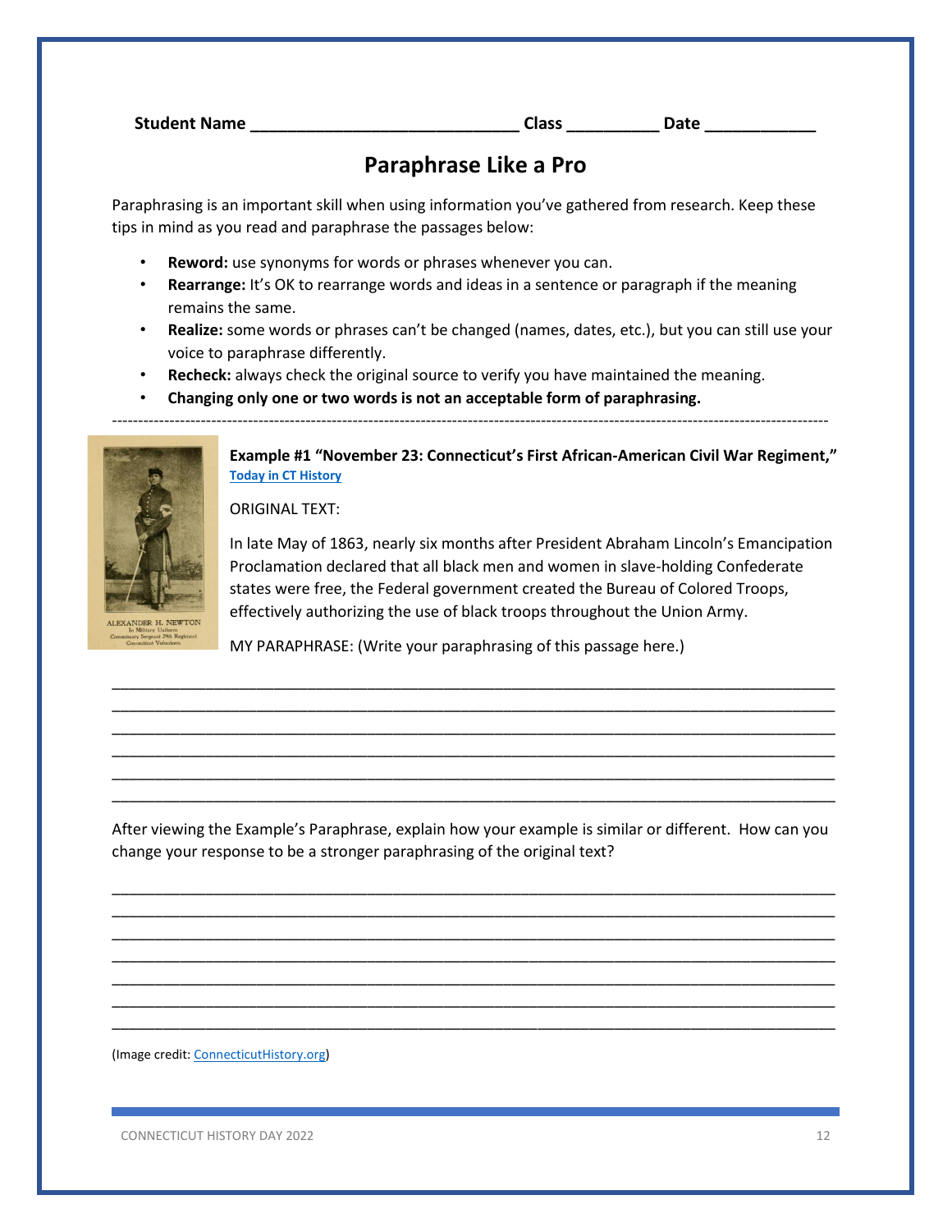**Student Name** ______________________________ **Class** __________ **Date** ____________

# Paraphrase Like a Pro

Paraphrasing is an important skill when using information you've gathered from research. Keep these tips in mind as you read and paraphrase the passages below:

- **Reword:** use synonyms for words or phrases whenever you can.
- **Rearrange:** It's OK to rearrange words and ideas in a sentence or paragraph if the meaning remains the same.
- **Realize:** some words or phrases can't be changed (names, dates, etc.), but you can still use your voice to paraphrase differently.
- **Recheck:** always check the original source to verify you have maintained the meaning.
- **Changing only one or two words is not an acceptable form of paraphrasing.**

---

ALEXANDER H. NEWTON
In Military Uniform
Commissary Sergeant 29th Regiment
Connecticut Volunteers

**Example #1 "November 23: Connecticut's First African-American Civil War Regiment,"** Today in CT History

ORIGINAL TEXT:

In late May of 1863, nearly six months after President Abraham Lincoln's Emancipation Proclamation declared that all black men and women in slave-holding Confederate states were free, the Federal government created the Bureau of Colored Troops, effectively authorizing the use of black troops throughout the Union Army.

MY PARAPHRASE: (Write your paraphrasing of this passage here.)

______________________________________________________________________________
______________________________________________________________________________
______________________________________________________________________________
______________________________________________________________________________
______________________________________________________________________________
______________________________________________________________________________

After viewing the Example's Paraphrase, explain how your example is similar or different. How can you change your response to be a stronger paraphrasing of the original text?

______________________________________________________________________________
______________________________________________________________________________
______________________________________________________________________________
______________________________________________________________________________
______________________________________________________________________________
______________________________________________________________________________
______________________________________________________________________________

(Image credit: ConnecticutHistory.org)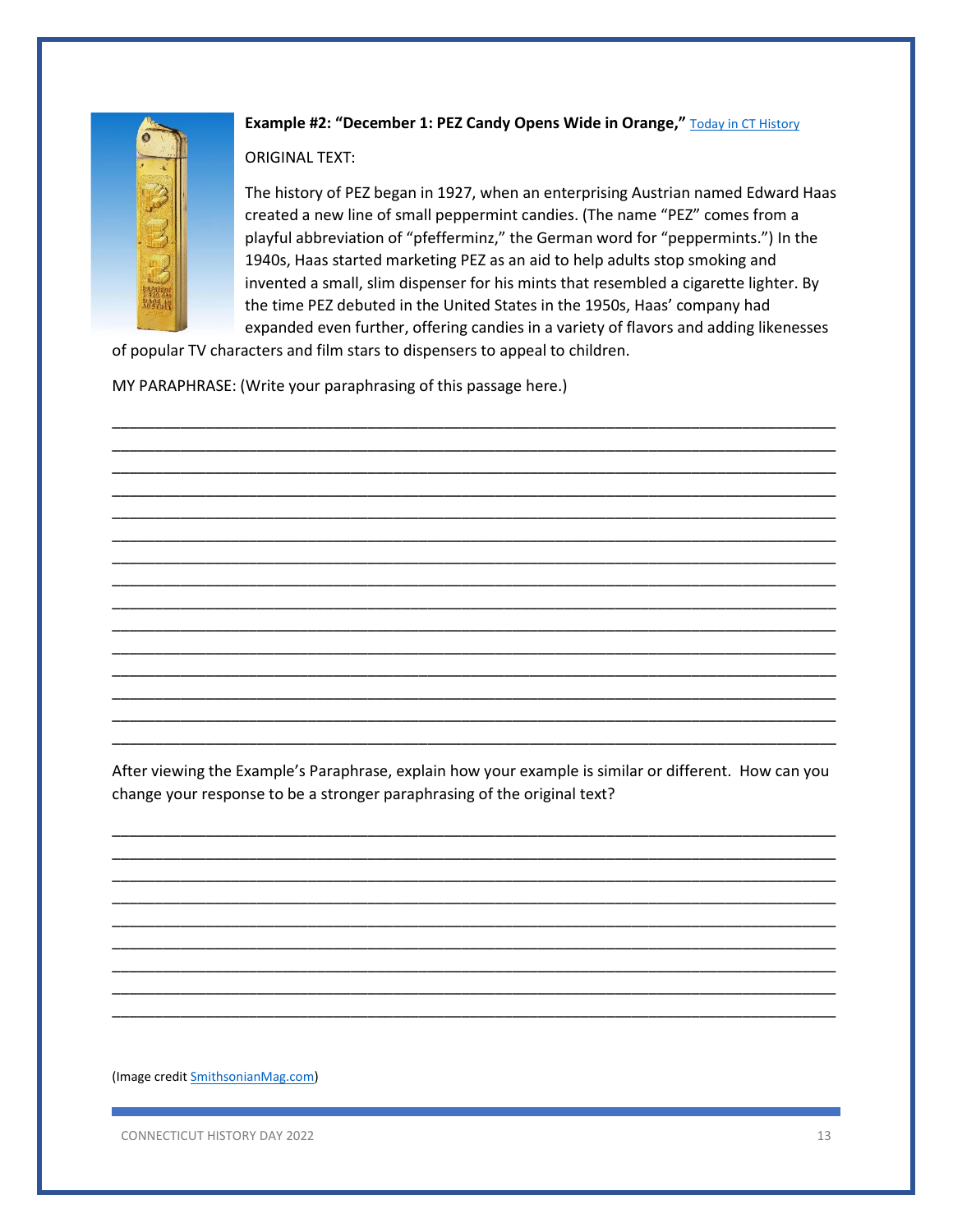**Example #2: "December 1: PEZ Candy Opens Wide in Orange,"** [Today in CT History]

ORIGINAL TEXT:

The history of PEZ began in 1927, when an enterprising Austrian named Edward Haas created a new line of small peppermint candies. (The name "PEZ" comes from a playful abbreviation of "pfefferminz," the German word for "peppermints.") In the 1940s, Haas started marketing PEZ as an aid to help adults stop smoking and invented a small, slim dispenser for his mints that resembled a cigarette lighter. By the time PEZ debuted in the United States in the 1950s, Haas' company had expanded even further, offering candies in a variety of flavors and adding likenesses of popular TV characters and film stars to dispensers to appeal to children.

MY PARAPHRASE: (Write your paraphrasing of this passage here.)

_______________________________________________________________________________
_______________________________________________________________________________
_______________________________________________________________________________
_______________________________________________________________________________
_______________________________________________________________________________
_______________________________________________________________________________
_______________________________________________________________________________
_______________________________________________________________________________
_______________________________________________________________________________
_______________________________________________________________________________
_______________________________________________________________________________
_______________________________________________________________________________
_______________________________________________________________________________
_______________________________________________________________________________
_______________________________________________________________________________

After viewing the Example's Paraphrase, explain how your example is similar or different. How can you change your response to be a stronger paraphrasing of the original text?

_______________________________________________________________________________
_______________________________________________________________________________
_______________________________________________________________________________
_______________________________________________________________________________
_______________________________________________________________________________
_______________________________________________________________________________
_______________________________________________________________________________
_______________________________________________________________________________
_______________________________________________________________________________

(Image credit SmithsonianMag.com)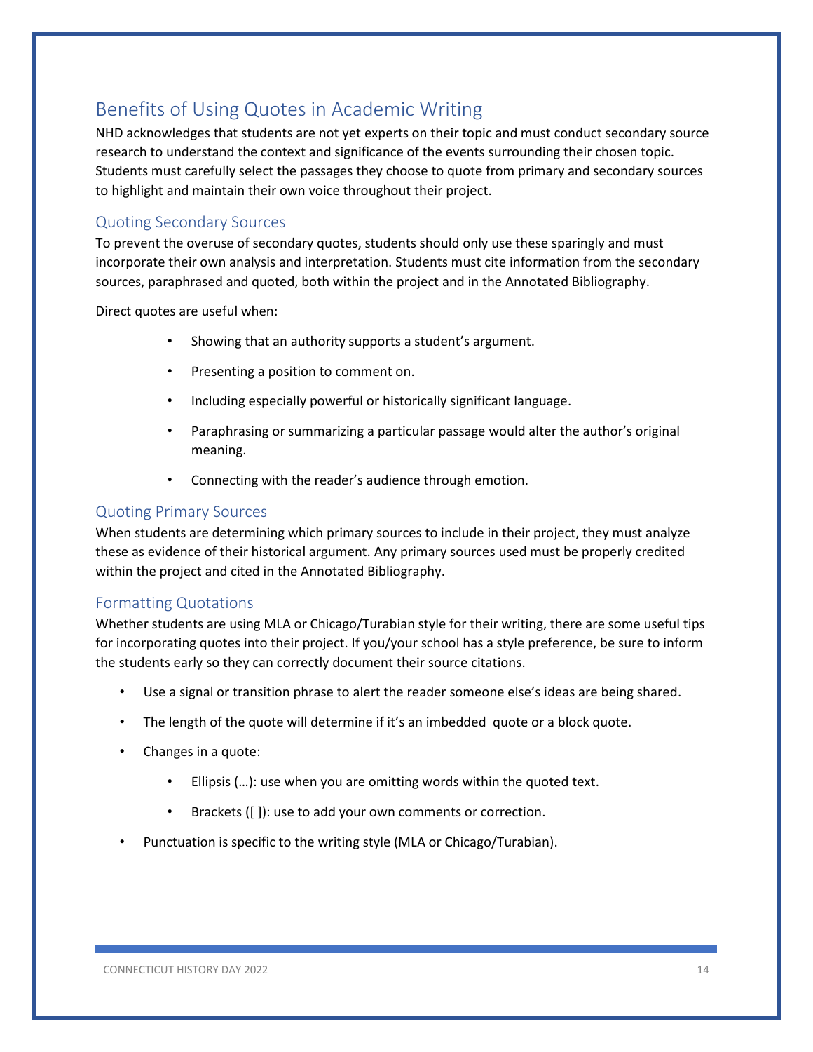## Benefits of Using Quotes in Academic Writing

NHD acknowledges that students are not yet experts on their topic and must conduct secondary source research to understand the context and significance of the events surrounding their chosen topic. Students must carefully select the passages they choose to quote from primary and secondary sources to highlight and maintain their own voice throughout their project.

### Quoting Secondary Sources

To prevent the overuse of secondary quotes, students should only use these sparingly and must incorporate their own analysis and interpretation. Students must cite information from the secondary sources, paraphrased and quoted, both within the project and in the Annotated Bibliography.

Direct quotes are useful when:

- Showing that an authority supports a student's argument.
- Presenting a position to comment on.
- Including especially powerful or historically significant language.
- Paraphrasing or summarizing a particular passage would alter the author's original meaning.
- Connecting with the reader's audience through emotion.

### Quoting Primary Sources

When students are determining which primary sources to include in their project, they must analyze these as evidence of their historical argument. Any primary sources used must be properly credited within the project and cited in the Annotated Bibliography.

### Formatting Quotations

Whether students are using MLA or Chicago/Turabian style for their writing, there are some useful tips for incorporating quotes into their project. If you/your school has a style preference, be sure to inform the students early so they can correctly document their source citations.

- Use a signal or transition phrase to alert the reader someone else's ideas are being shared.
- The length of the quote will determine if it's an imbedded quote or a block quote.
- Changes in a quote:
  - Ellipsis (…): use when you are omitting words within the quoted text.
  - Brackets ([ ]): use to add your own comments or correction.
- Punctuation is specific to the writing style (MLA or Chicago/Turabian).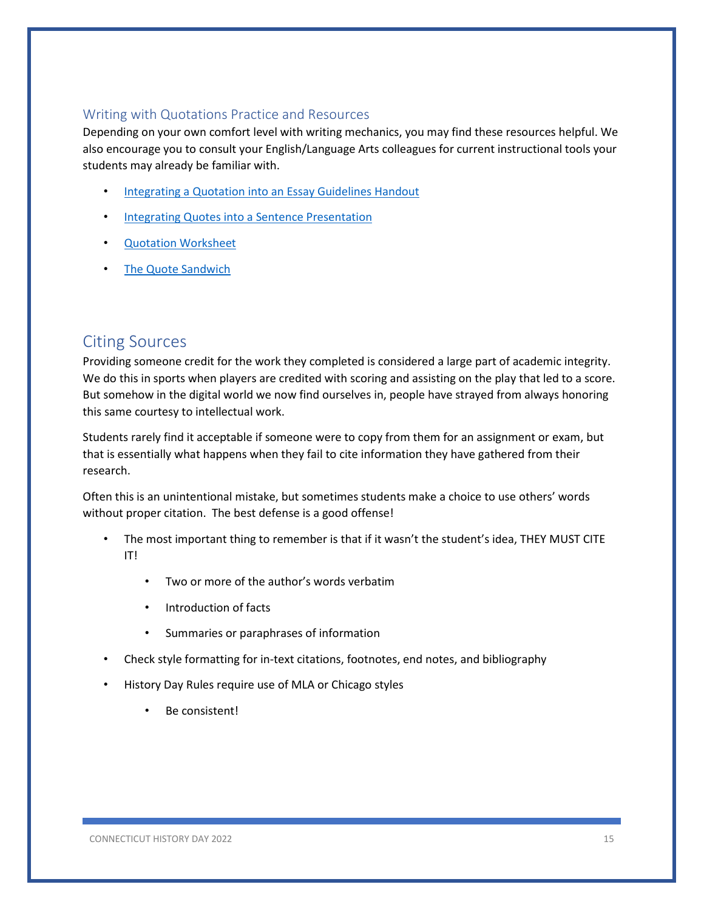### Writing with Quotations Practice and Resources

Depending on your own comfort level with writing mechanics, you may find these resources helpful. We also encourage you to consult your English/Language Arts colleagues for current instructional tools your students may already be familiar with.

- Integrating a Quotation into an Essay Guidelines Handout
- Integrating Quotes into a Sentence Presentation
- Quotation Worksheet
- The Quote Sandwich

## Citing Sources

Providing someone credit for the work they completed is considered a large part of academic integrity. We do this in sports when players are credited with scoring and assisting on the play that led to a score. But somehow in the digital world we now find ourselves in, people have strayed from always honoring this same courtesy to intellectual work.

Students rarely find it acceptable if someone were to copy from them for an assignment or exam, but that is essentially what happens when they fail to cite information they have gathered from their research.

Often this is an unintentional mistake, but sometimes students make a choice to use others' words without proper citation. The best defense is a good offense!

- The most important thing to remember is that if it wasn't the student's idea, THEY MUST CITE IT!
    - Two or more of the author's words verbatim
    - Introduction of facts
    - Summaries or paraphrases of information
- Check style formatting for in-text citations, footnotes, end notes, and bibliography
- History Day Rules require use of MLA or Chicago styles
    - Be consistent!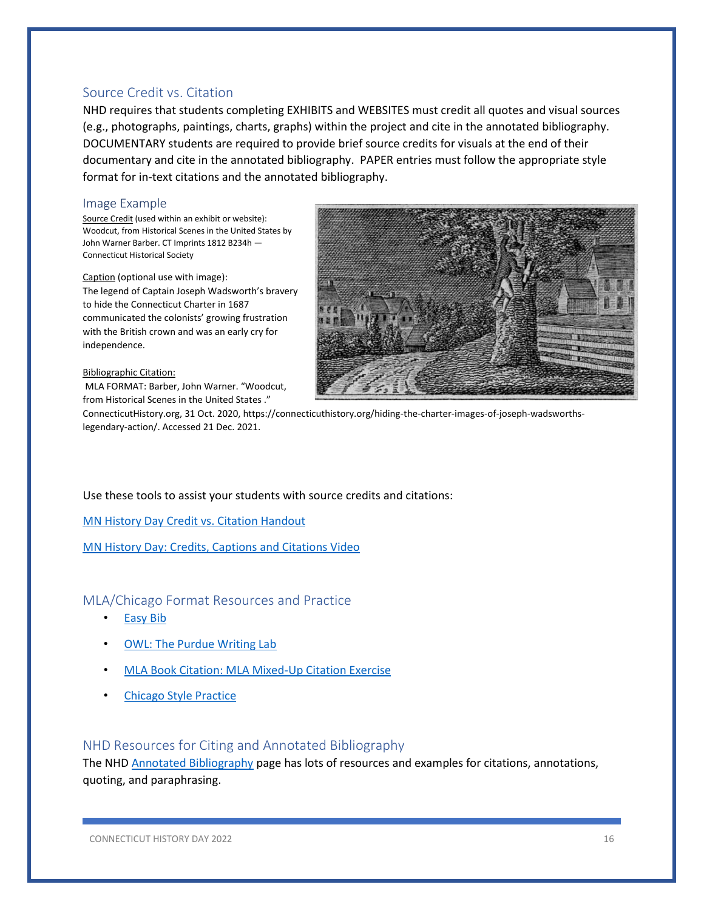## Source Credit vs. Citation

NHD requires that students completing EXHIBITS and WEBSITES must credit all quotes and visual sources (e.g., photographs, paintings, charts, graphs) within the project and cite in the annotated bibliography. DOCUMENTARY students are required to provide brief source credits for visuals at the end of their documentary and cite in the annotated bibliography. PAPER entries must follow the appropriate style format for in-text citations and the annotated bibliography.

### Image Example

Source Credit (used within an exhibit or website):
Woodcut, from Historical Scenes in the United States by John Warner Barber. CT Imprints 1812 B234h — Connecticut Historical Society

Caption (optional use with image):
The legend of Captain Joseph Wadsworth's bravery to hide the Connecticut Charter in 1687 communicated the colonists' growing frustration with the British crown and was an early cry for independence.

Bibliographic Citation:
MLA FORMAT: Barber, John Warner. "Woodcut, from Historical Scenes in the United States ." ConnecticutHistory.org, 31 Oct. 2020, https://connecticuthistory.org/hiding-the-charter-images-of-joseph-wadsworths-legendary-action/. Accessed 21 Dec. 2021.

Use these tools to assist your students with source credits and citations:

MN History Day Credit vs. Citation Handout

MN History Day: Credits, Captions and Citations Video

## MLA/Chicago Format Resources and Practice

- Easy Bib
- OWL: The Purdue Writing Lab
- MLA Book Citation: MLA Mixed-Up Citation Exercise
- Chicago Style Practice

## NHD Resources for Citing and Annotated Bibliography

The NHD Annotated Bibliography page has lots of resources and examples for citations, annotations, quoting, and paraphrasing.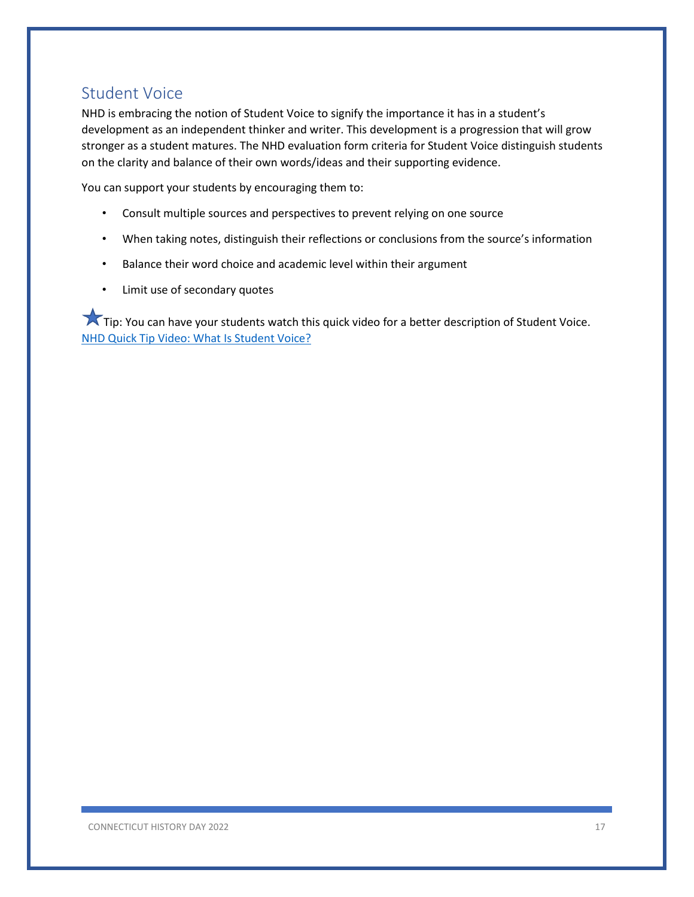## Student Voice

NHD is embracing the notion of Student Voice to signify the importance it has in a student's development as an independent thinker and writer. This development is a progression that will grow stronger as a student matures. The NHD evaluation form criteria for Student Voice distinguish students on the clarity and balance of their own words/ideas and their supporting evidence.

You can support your students by encouraging them to:

- Consult multiple sources and perspectives to prevent relying on one source
- When taking notes, distinguish their reflections or conclusions from the source's information
- Balance their word choice and academic level within their argument
- Limit use of secondary quotes

★Tip: You can have your students watch this quick video for a better description of Student Voice.
NHD Quick Tip Video: What Is Student Voice?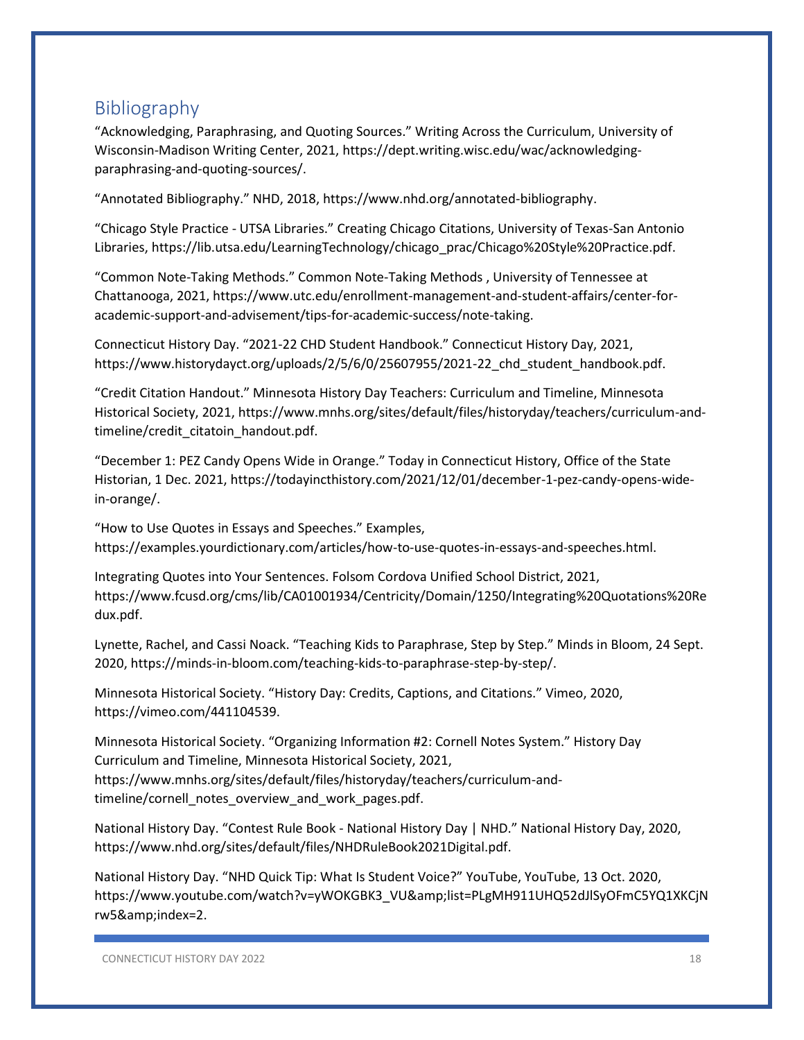## Bibliography

"Acknowledging, Paraphrasing, and Quoting Sources." Writing Across the Curriculum, University of Wisconsin-Madison Writing Center, 2021, https://dept.writing.wisc.edu/wac/acknowledging-paraphrasing-and-quoting-sources/.

"Annotated Bibliography." NHD, 2018, https://www.nhd.org/annotated-bibliography.

"Chicago Style Practice - UTSA Libraries." Creating Chicago Citations, University of Texas-San Antonio Libraries, https://lib.utsa.edu/LearningTechnology/chicago_prac/Chicago%20Style%20Practice.pdf.

"Common Note-Taking Methods." Common Note-Taking Methods , University of Tennessee at Chattanooga, 2021, https://www.utc.edu/enrollment-management-and-student-affairs/center-for-academic-support-and-advisement/tips-for-academic-success/note-taking.

Connecticut History Day. "2021-22 CHD Student Handbook." Connecticut History Day, 2021, https://www.historydayct.org/uploads/2/5/6/0/25607955/2021-22_chd_student_handbook.pdf.

"Credit Citation Handout." Minnesota History Day Teachers: Curriculum and Timeline, Minnesota Historical Society, 2021, https://www.mnhs.org/sites/default/files/historyday/teachers/curriculum-and-timeline/credit_citatoin_handout.pdf.

"December 1: PEZ Candy Opens Wide in Orange." Today in Connecticut History, Office of the State Historian, 1 Dec. 2021, https://todayincthistory.com/2021/12/01/december-1-pez-candy-opens-wide-in-orange/.

"How to Use Quotes in Essays and Speeches." Examples, https://examples.yourdictionary.com/articles/how-to-use-quotes-in-essays-and-speeches.html.

Integrating Quotes into Your Sentences. Folsom Cordova Unified School District, 2021, https://www.fcusd.org/cms/lib/CA01001934/Centricity/Domain/1250/Integrating%20Quotations%20Redux.pdf.

Lynette, Rachel, and Cassi Noack. "Teaching Kids to Paraphrase, Step by Step." Minds in Bloom, 24 Sept. 2020, https://minds-in-bloom.com/teaching-kids-to-paraphrase-step-by-step/.

Minnesota Historical Society. "History Day: Credits, Captions, and Citations." Vimeo, 2020, https://vimeo.com/441104539.

Minnesota Historical Society. "Organizing Information #2: Cornell Notes System." History Day Curriculum and Timeline, Minnesota Historical Society, 2021, https://www.mnhs.org/sites/default/files/historyday/teachers/curriculum-and-timeline/cornell_notes_overview_and_work_pages.pdf.

National History Day. "Contest Rule Book - National History Day | NHD." National History Day, 2020, https://www.nhd.org/sites/default/files/NHDRuleBook2021Digital.pdf.

National History Day. "NHD Quick Tip: What Is Student Voice?" YouTube, YouTube, 13 Oct. 2020, https://www.youtube.com/watch?v=yWOKGBK3_VU&amp;list=PLgMH911UHQ52dJlSyOFmC5YQ1XKCjNrw5&amp;index=2.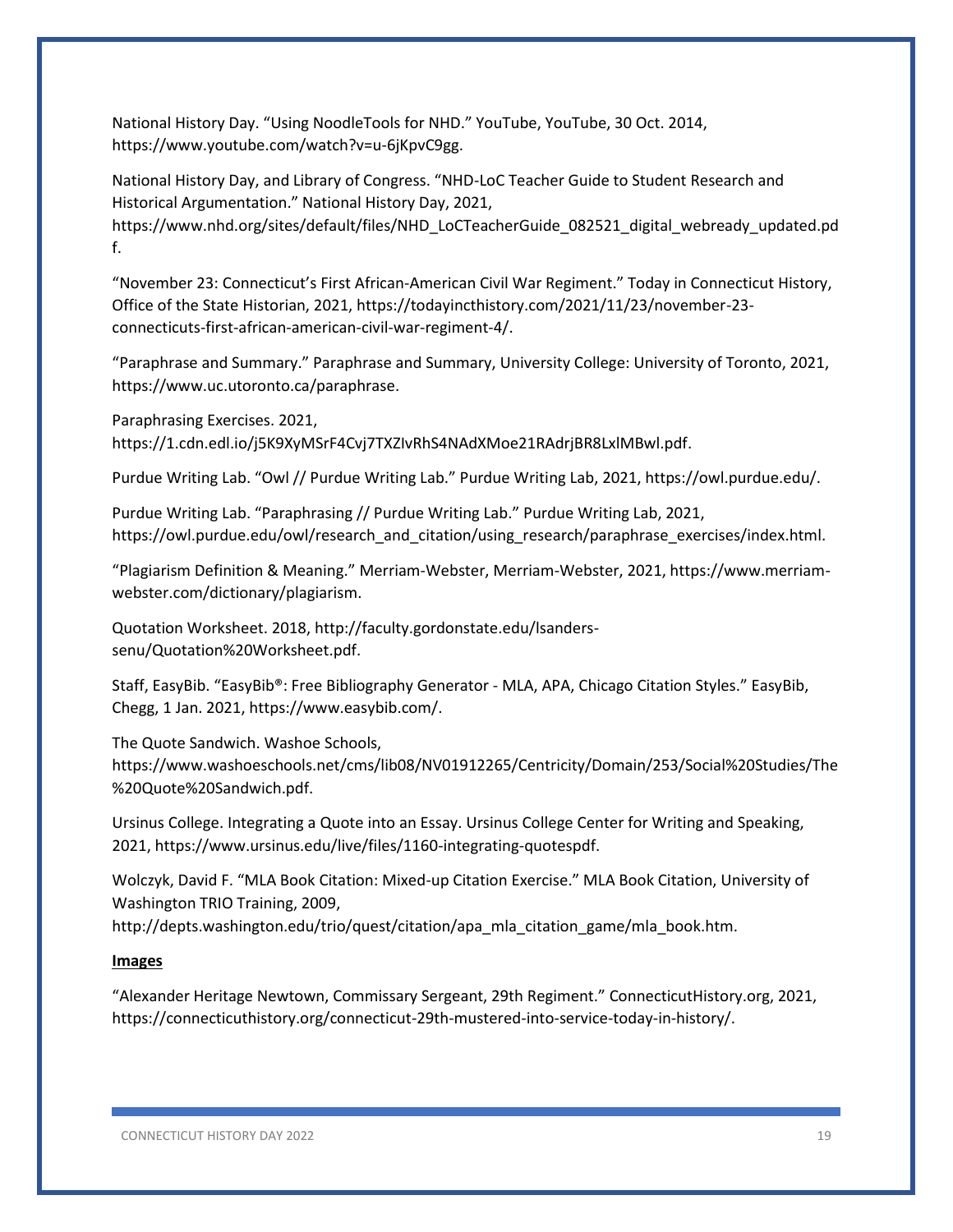National History Day. "Using NoodleTools for NHD." YouTube, YouTube, 30 Oct. 2014, https://www.youtube.com/watch?v=u-6jKpvC9gg.

National History Day, and Library of Congress. "NHD-LoC Teacher Guide to Student Research and Historical Argumentation." National History Day, 2021, https://www.nhd.org/sites/default/files/NHD_LoCTeacherGuide_082521_digital_webready_updated.pdf.

"November 23: Connecticut's First African-American Civil War Regiment." Today in Connecticut History, Office of the State Historian, 2021, https://todayincthistory.com/2021/11/23/november-23-connecticuts-first-african-american-civil-war-regiment-4/.

"Paraphrase and Summary." Paraphrase and Summary, University College: University of Toronto, 2021, https://www.uc.utoronto.ca/paraphrase.

Paraphrasing Exercises. 2021, https://1.cdn.edl.io/j5K9XyMSrF4Cvj7TXZIvRhS4NAdXMoe21RAdrjBR8LxlMBwl.pdf.

Purdue Writing Lab. "Owl // Purdue Writing Lab." Purdue Writing Lab, 2021, https://owl.purdue.edu/.

Purdue Writing Lab. "Paraphrasing // Purdue Writing Lab." Purdue Writing Lab, 2021, https://owl.purdue.edu/owl/research_and_citation/using_research/paraphrase_exercises/index.html.

"Plagiarism Definition & Meaning." Merriam-Webster, Merriam-Webster, 2021, https://www.merriam-webster.com/dictionary/plagiarism.

Quotation Worksheet. 2018, http://faculty.gordonstate.edu/lsanders-senu/Quotation%20Worksheet.pdf.

Staff, EasyBib. "EasyBib®: Free Bibliography Generator - MLA, APA, Chicago Citation Styles." EasyBib, Chegg, 1 Jan. 2021, https://www.easybib.com/.

The Quote Sandwich. Washoe Schools, https://www.washoeschools.net/cms/lib08/NV01912265/Centricity/Domain/253/Social%20Studies/The%20Quote%20Sandwich.pdf.

Ursinus College. Integrating a Quote into an Essay. Ursinus College Center for Writing and Speaking, 2021, https://www.ursinus.edu/live/files/1160-integrating-quotespdf.

Wolczyk, David F. "MLA Book Citation: Mixed-up Citation Exercise." MLA Book Citation, University of Washington TRIO Training, 2009, http://depts.washington.edu/trio/quest/citation/apa_mla_citation_game/mla_book.htm.

**Images**

"Alexander Heritage Newtown, Commissary Sergeant, 29th Regiment." ConnecticutHistory.org, 2021, https://connecticuthistory.org/connecticut-29th-mustered-into-service-today-in-history/.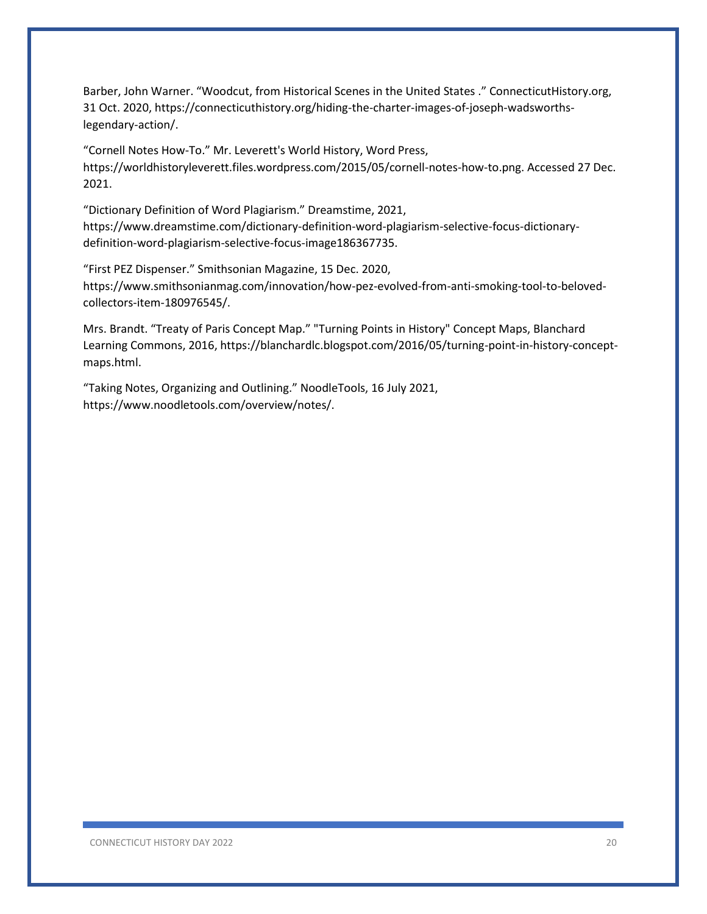Barber, John Warner. “Woodcut, from Historical Scenes in the United States .” ConnecticutHistory.org, 31 Oct. 2020, https://connecticuthistory.org/hiding-the-charter-images-of-joseph-wadsworths-legendary-action/.

“Cornell Notes How-To.” Mr. Leverett's World History, Word Press, https://worldhistoryleverett.files.wordpress.com/2015/05/cornell-notes-how-to.png. Accessed 27 Dec. 2021.

“Dictionary Definition of Word Plagiarism.” Dreamstime, 2021, https://www.dreamstime.com/dictionary-definition-word-plagiarism-selective-focus-dictionary-definition-word-plagiarism-selective-focus-image186367735.

“First PEZ Dispenser.” Smithsonian Magazine, 15 Dec. 2020, https://www.smithsonianmag.com/innovation/how-pez-evolved-from-anti-smoking-tool-to-beloved-collectors-item-180976545/.

Mrs. Brandt. “Treaty of Paris Concept Map.” "Turning Points in History" Concept Maps, Blanchard Learning Commons, 2016, https://blanchardlc.blogspot.com/2016/05/turning-point-in-history-concept-maps.html.

“Taking Notes, Organizing and Outlining.” NoodleTools, 16 July 2021, https://www.noodletools.com/overview/notes/.